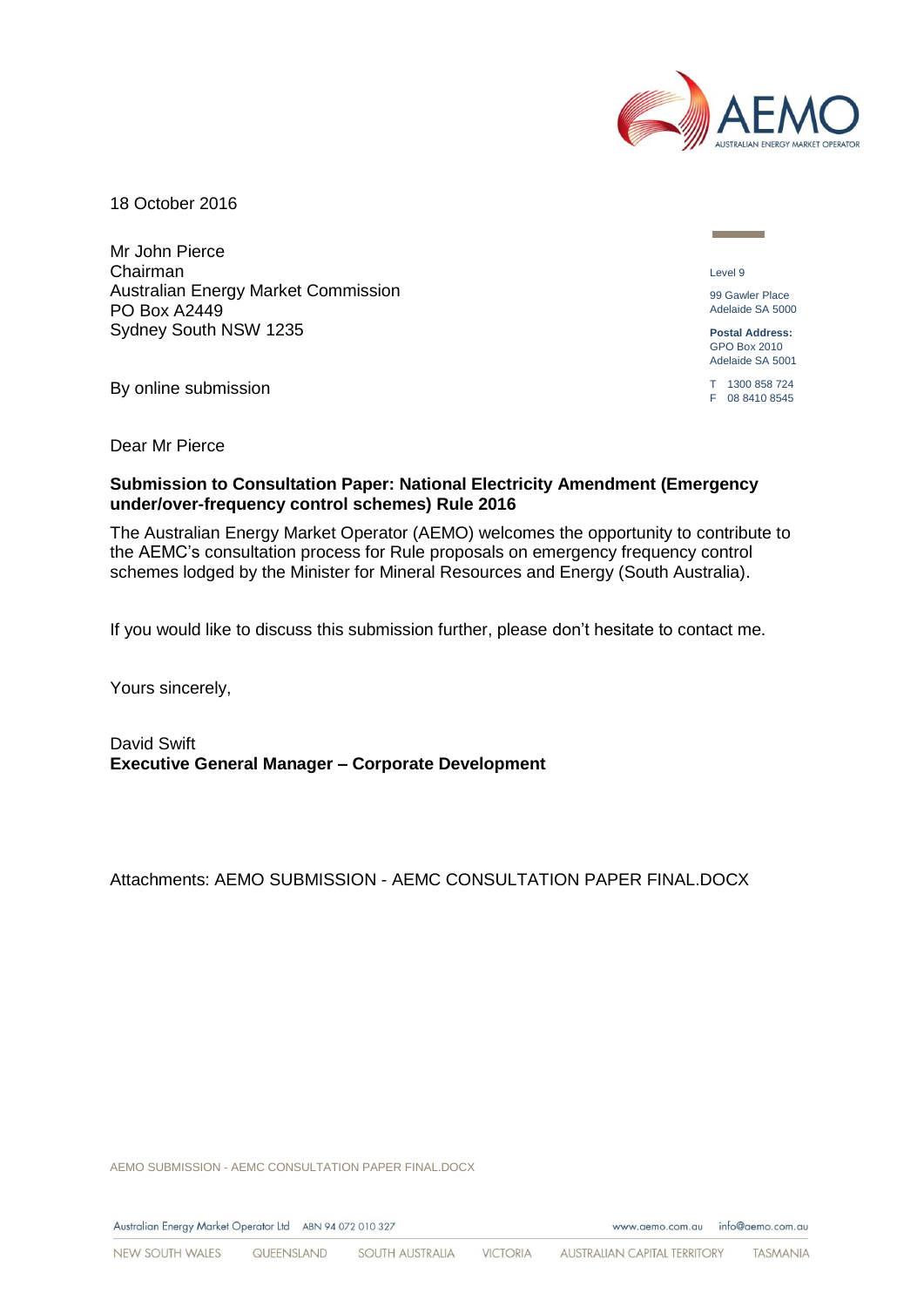18 October 2016

Mr John Pierce
Chairman
Australian Energy Market Commission
PO Box A2449
Sydney South NSW 1235

Level 9

99 Gawler Place
Adelaide SA 5000

**Postal Address:**
GPO Box 2010
Adelaide SA 5001

T 1300 858 724
F 08 8410 8545

By online submission

Dear Mr Pierce

**Submission to Consultation Paper: National Electricity Amendment (Emergency under/over-frequency control schemes) Rule 2016**

The Australian Energy Market Operator (AEMO) welcomes the opportunity to contribute to the AEMC's consultation process for Rule proposals on emergency frequency control schemes lodged by the Minister for Mineral Resources and Energy (South Australia).

If you would like to discuss this submission further, please don't hesitate to contact me.

Yours sincerely,

David Swift
**Executive General Manager – Corporate Development**

Attachments: AEMO SUBMISSION - AEMC CONSULTATION PAPER FINAL.DOCX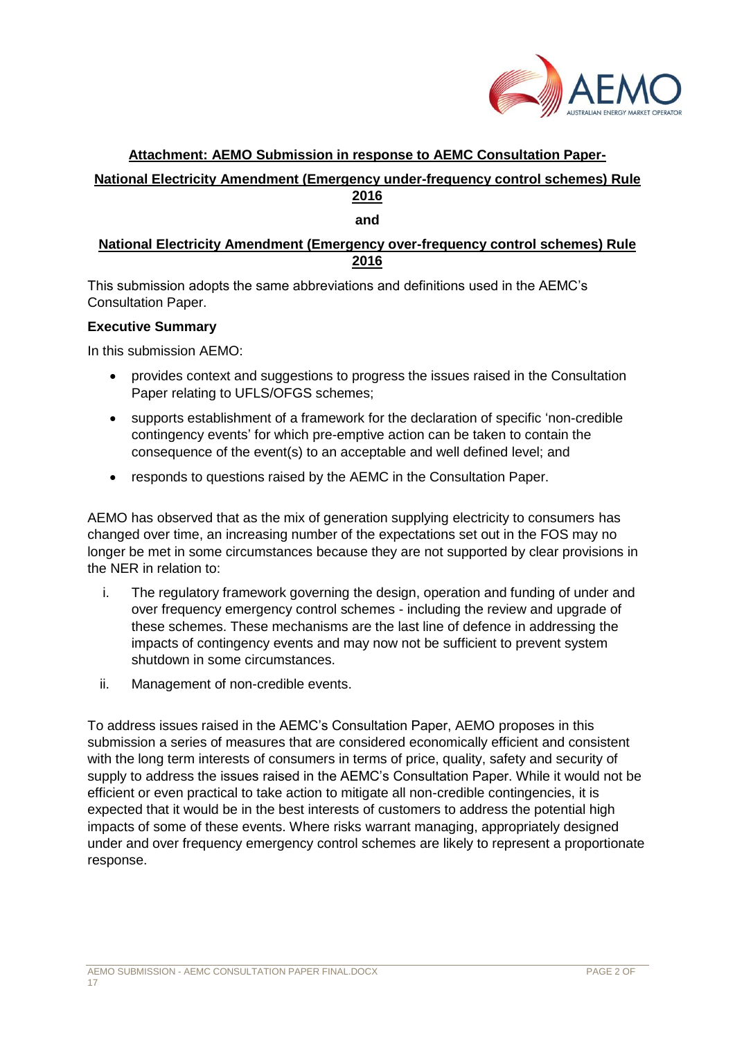**Attachment: AEMO Submission in response to AEMC Consultation Paper-**

**National Electricity Amendment (Emergency under-frequency control schemes) Rule 2016**

**and**

**National Electricity Amendment (Emergency over-frequency control schemes) Rule 2016**

This submission adopts the same abbreviations and definitions used in the AEMC's Consultation Paper.

**Executive Summary**

In this submission AEMO:

- provides context and suggestions to progress the issues raised in the Consultation Paper relating to UFLS/OFGS schemes;
- supports establishment of a framework for the declaration of specific 'non-credible contingency events' for which pre-emptive action can be taken to contain the consequence of the event(s) to an acceptable and well defined level; and
- responds to questions raised by the AEMC in the Consultation Paper.

AEMO has observed that as the mix of generation supplying electricity to consumers has changed over time, an increasing number of the expectations set out in the FOS may no longer be met in some circumstances because they are not supported by clear provisions in the NER in relation to:

i. The regulatory framework governing the design, operation and funding of under and over frequency emergency control schemes - including the review and upgrade of these schemes. These mechanisms are the last line of defence in addressing the impacts of contingency events and may now not be sufficient to prevent system shutdown in some circumstances.

ii. Management of non-credible events.

To address issues raised in the AEMC's Consultation Paper, AEMO proposes in this submission a series of measures that are considered economically efficient and consistent with the long term interests of consumers in terms of price, quality, safety and security of supply to address the issues raised in the AEMC's Consultation Paper. While it would not be efficient or even practical to take action to mitigate all non-credible contingencies, it is expected that it would be in the best interests of customers to address the potential high impacts of some of these events. Where risks warrant managing, appropriately designed under and over frequency emergency control schemes are likely to represent a proportionate response.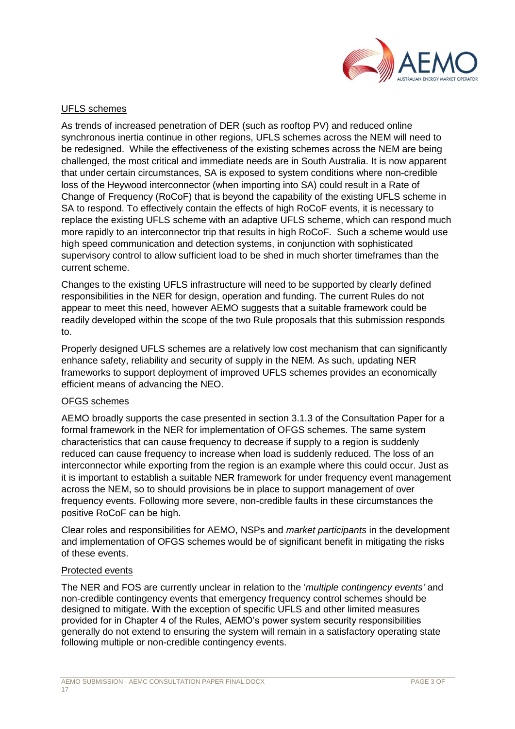<u>UFLS schemes</u>

As trends of increased penetration of DER (such as rooftop PV) and reduced online synchronous inertia continue in other regions, UFLS schemes across the NEM will need to be redesigned. While the effectiveness of the existing schemes across the NEM are being challenged, the most critical and immediate needs are in South Australia. It is now apparent that under certain circumstances, SA is exposed to system conditions where non-credible loss of the Heywood interconnector (when importing into SA) could result in a Rate of Change of Frequency (RoCoF) that is beyond the capability of the existing UFLS scheme in SA to respond. To effectively contain the effects of high RoCoF events, it is necessary to replace the existing UFLS scheme with an adaptive UFLS scheme, which can respond much more rapidly to an interconnector trip that results in high RoCoF. Such a scheme would use high speed communication and detection systems, in conjunction with sophisticated supervisory control to allow sufficient load to be shed in much shorter timeframes than the current scheme.

Changes to the existing UFLS infrastructure will need to be supported by clearly defined responsibilities in the NER for design, operation and funding. The current Rules do not appear to meet this need, however AEMO suggests that a suitable framework could be readily developed within the scope of the two Rule proposals that this submission responds to.

Properly designed UFLS schemes are a relatively low cost mechanism that can significantly enhance safety, reliability and security of supply in the NEM. As such, updating NER frameworks to support deployment of improved UFLS schemes provides an economically efficient means of advancing the NEO.

<u>OFGS schemes</u>

AEMO broadly supports the case presented in section 3.1.3 of the Consultation Paper for a formal framework in the NER for implementation of OFGS schemes. The same system characteristics that can cause frequency to decrease if supply to a region is suddenly reduced can cause frequency to increase when load is suddenly reduced. The loss of an interconnector while exporting from the region is an example where this could occur. Just as it is important to establish a suitable NER framework for under frequency event management across the NEM, so to should provisions be in place to support management of over frequency events. Following more severe, non-credible faults in these circumstances the positive RoCoF can be high.

Clear roles and responsibilities for AEMO, NSPs and *market participants* in the development and implementation of OFGS schemes would be of significant benefit in mitigating the risks of these events.

<u>Protected events</u>

The NER and FOS are currently unclear in relation to the '*multiple contingency events'* and non-credible contingency events that emergency frequency control schemes should be designed to mitigate. With the exception of specific UFLS and other limited measures provided for in Chapter 4 of the Rules, AEMO's power system security responsibilities generally do not extend to ensuring the system will remain in a satisfactory operating state following multiple or non-credible contingency events.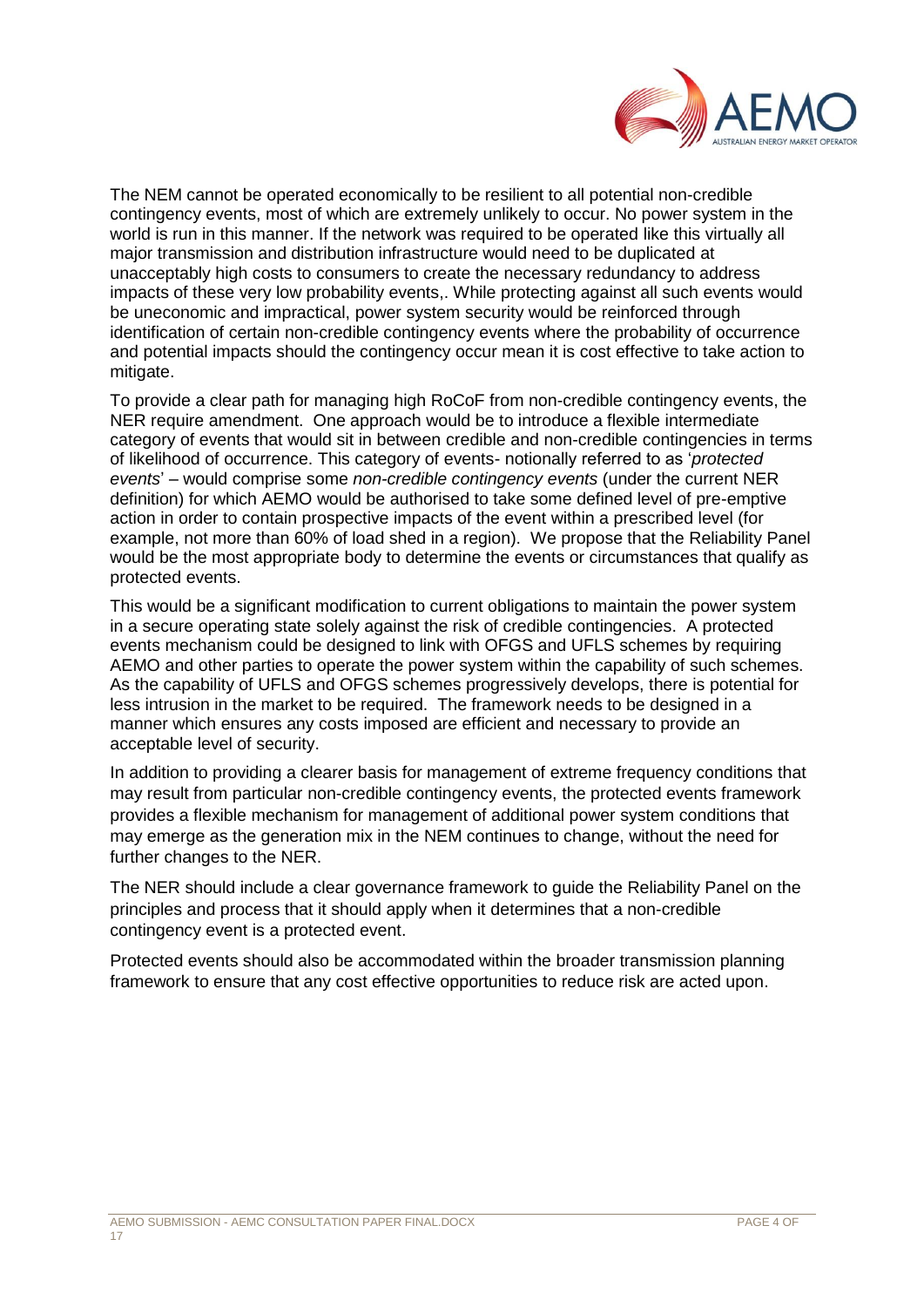The NEM cannot be operated economically to be resilient to all potential non-credible contingency events, most of which are extremely unlikely to occur. No power system in the world is run in this manner. If the network was required to be operated like this virtually all major transmission and distribution infrastructure would need to be duplicated at unacceptably high costs to consumers to create the necessary redundancy to address impacts of these very low probability events,. While protecting against all such events would be uneconomic and impractical, power system security would be reinforced through identification of certain non-credible contingency events where the probability of occurrence and potential impacts should the contingency occur mean it is cost effective to take action to mitigate.

To provide a clear path for managing high RoCoF from non-credible contingency events, the NER require amendment. One approach would be to introduce a flexible intermediate category of events that would sit in between credible and non-credible contingencies in terms of likelihood of occurrence. This category of events- notionally referred to as '*protected events*' – would comprise some *non-credible contingency events* (under the current NER definition) for which AEMO would be authorised to take some defined level of pre-emptive action in order to contain prospective impacts of the event within a prescribed level (for example, not more than 60% of load shed in a region). We propose that the Reliability Panel would be the most appropriate body to determine the events or circumstances that qualify as protected events.

This would be a significant modification to current obligations to maintain the power system in a secure operating state solely against the risk of credible contingencies. A protected events mechanism could be designed to link with OFGS and UFLS schemes by requiring AEMO and other parties to operate the power system within the capability of such schemes. As the capability of UFLS and OFGS schemes progressively develops, there is potential for less intrusion in the market to be required. The framework needs to be designed in a manner which ensures any costs imposed are efficient and necessary to provide an acceptable level of security.

In addition to providing a clearer basis for management of extreme frequency conditions that may result from particular non-credible contingency events, the protected events framework provides a flexible mechanism for management of additional power system conditions that may emerge as the generation mix in the NEM continues to change, without the need for further changes to the NER.

The NER should include a clear governance framework to guide the Reliability Panel on the principles and process that it should apply when it determines that a non-credible contingency event is a protected event.

Protected events should also be accommodated within the broader transmission planning framework to ensure that any cost effective opportunities to reduce risk are acted upon.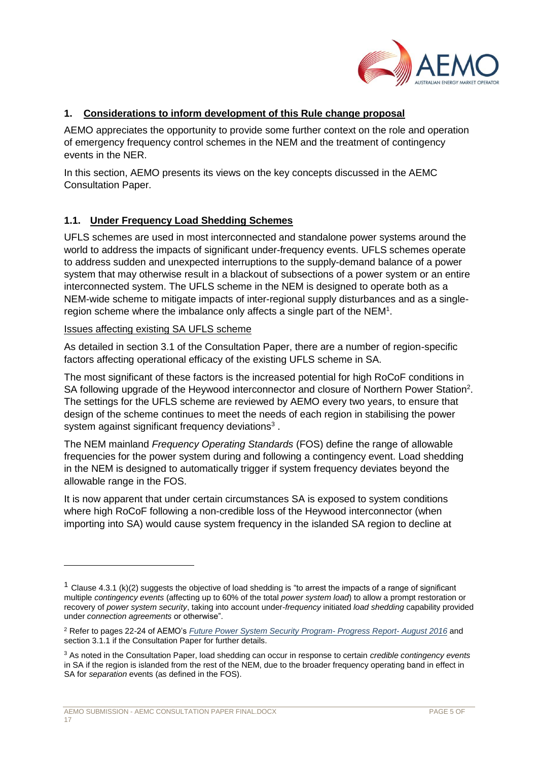## 1. Considerations to inform development of this Rule change proposal

AEMO appreciates the opportunity to provide some further context on the role and operation of emergency frequency control schemes in the NEM and the treatment of contingency events in the NER.

In this section, AEMO presents its views on the key concepts discussed in the AEMC Consultation Paper.

### 1.1. Under Frequency Load Shedding Schemes

UFLS schemes are used in most interconnected and standalone power systems around the world to address the impacts of significant under-frequency events. UFLS schemes operate to address sudden and unexpected interruptions to the supply-demand balance of a power system that may otherwise result in a blackout of subsections of a power system or an entire interconnected system. The UFLS scheme in the NEM is designed to operate both as a NEM-wide scheme to mitigate impacts of inter-regional supply disturbances and as a single-region scheme where the imbalance only affects a single part of the NEM[1].

Issues affecting existing SA UFLS scheme

As detailed in section 3.1 of the Consultation Paper, there are a number of region-specific factors affecting operational efficacy of the existing UFLS scheme in SA.

The most significant of these factors is the increased potential for high RoCoF conditions in SA following upgrade of the Heywood interconnector and closure of Northern Power Station[2]. The settings for the UFLS scheme are reviewed by AEMO every two years, to ensure that design of the scheme continues to meet the needs of each region in stabilising the power system against significant frequency deviations[3] .

The NEM mainland *Frequency Operating Standards* (FOS) define the range of allowable frequencies for the power system during and following a contingency event. Load shedding in the NEM is designed to automatically trigger if system frequency deviates beyond the allowable range in the FOS.

It is now apparent that under certain circumstances SA is exposed to system conditions where high RoCoF following a non-credible loss of the Heywood interconnector (when importing into SA) would cause system frequency in the islanded SA region to decline at

---

[1] Clause 4.3.1 (k)(2) suggests the objective of load shedding is "to arrest the impacts of a range of significant multiple *contingency events* (affecting up to 60% of the total *power system load*) to allow a prompt restoration or recovery of *power system security*, taking into account under-*frequency* initiated *load shedding* capability provided under *connection agreements* or otherwise".

[2] Refer to pages 22-24 of AEMO's *Future Power System Security Program- Progress Report- August 2016* and section 3.1.1 if the Consultation Paper for further details.

[3] As noted in the Consultation Paper, load shedding can occur in response to certain *credible contingency events* in SA if the region is islanded from the rest of the NEM, due to the broader frequency operating band in effect in SA for *separation* events (as defined in the FOS).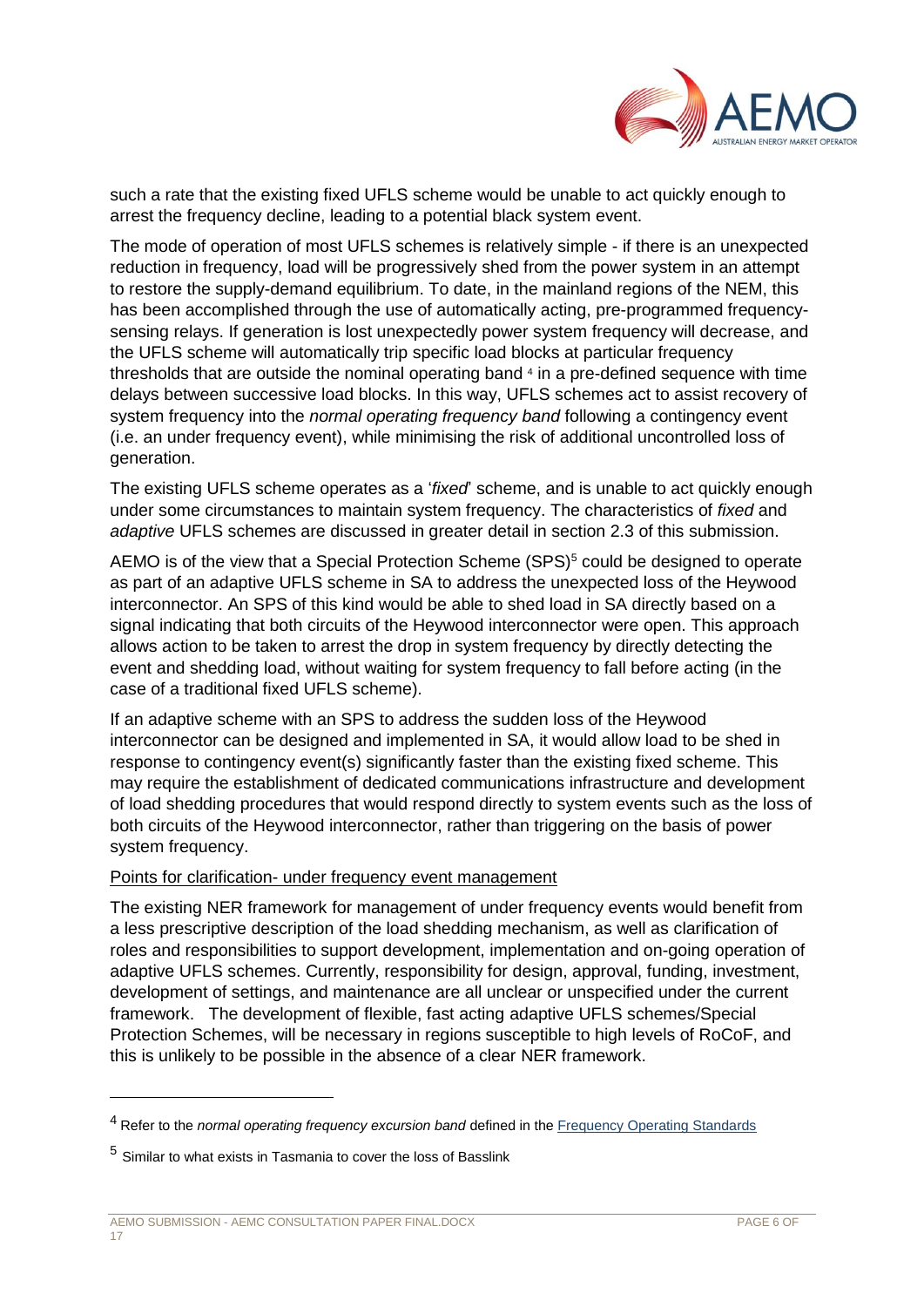such a rate that the existing fixed UFLS scheme would be unable to act quickly enough to arrest the frequency decline, leading to a potential black system event.

The mode of operation of most UFLS schemes is relatively simple - if there is an unexpected reduction in frequency, load will be progressively shed from the power system in an attempt to restore the supply-demand equilibrium. To date, in the mainland regions of the NEM, this has been accomplished through the use of automatically acting, pre-programmed frequency-sensing relays. If generation is lost unexpectedly power system frequency will decrease, and the UFLS scheme will automatically trip specific load blocks at particular frequency thresholds that are outside the nominal operating band [4] in a pre-defined sequence with time delays between successive load blocks. In this way, UFLS schemes act to assist recovery of system frequency into the *normal operating frequency band* following a contingency event (i.e. an under frequency event), while minimising the risk of additional uncontrolled loss of generation.

The existing UFLS scheme operates as a '*fixed*' scheme, and is unable to act quickly enough under some circumstances to maintain system frequency. The characteristics of *fixed* and *adaptive* UFLS schemes are discussed in greater detail in section 2.3 of this submission.

AEMO is of the view that a Special Protection Scheme (SPS)[5] could be designed to operate as part of an adaptive UFLS scheme in SA to address the unexpected loss of the Heywood interconnector. An SPS of this kind would be able to shed load in SA directly based on a signal indicating that both circuits of the Heywood interconnector were open. This approach allows action to be taken to arrest the drop in system frequency by directly detecting the event and shedding load, without waiting for system frequency to fall before acting (in the case of a traditional fixed UFLS scheme).

If an adaptive scheme with an SPS to address the sudden loss of the Heywood interconnector can be designed and implemented in SA, it would allow load to be shed in response to contingency event(s) significantly faster than the existing fixed scheme. This may require the establishment of dedicated communications infrastructure and development of load shedding procedures that would respond directly to system events such as the loss of both circuits of the Heywood interconnector, rather than triggering on the basis of power system frequency.

Points for clarification- under frequency event management

The existing NER framework for management of under frequency events would benefit from a less prescriptive description of the load shedding mechanism, as well as clarification of roles and responsibilities to support development, implementation and on-going operation of adaptive UFLS schemes. Currently, responsibility for design, approval, funding, investment, development of settings, and maintenance are all unclear or unspecified under the current framework. The development of flexible, fast acting adaptive UFLS schemes/Special Protection Schemes, will be necessary in regions susceptible to high levels of RoCoF, and this is unlikely to be possible in the absence of a clear NER framework.

---

[4] Refer to the *normal operating frequency excursion band* defined in the Frequency Operating Standards

[5] Similar to what exists in Tasmania to cover the loss of Basslink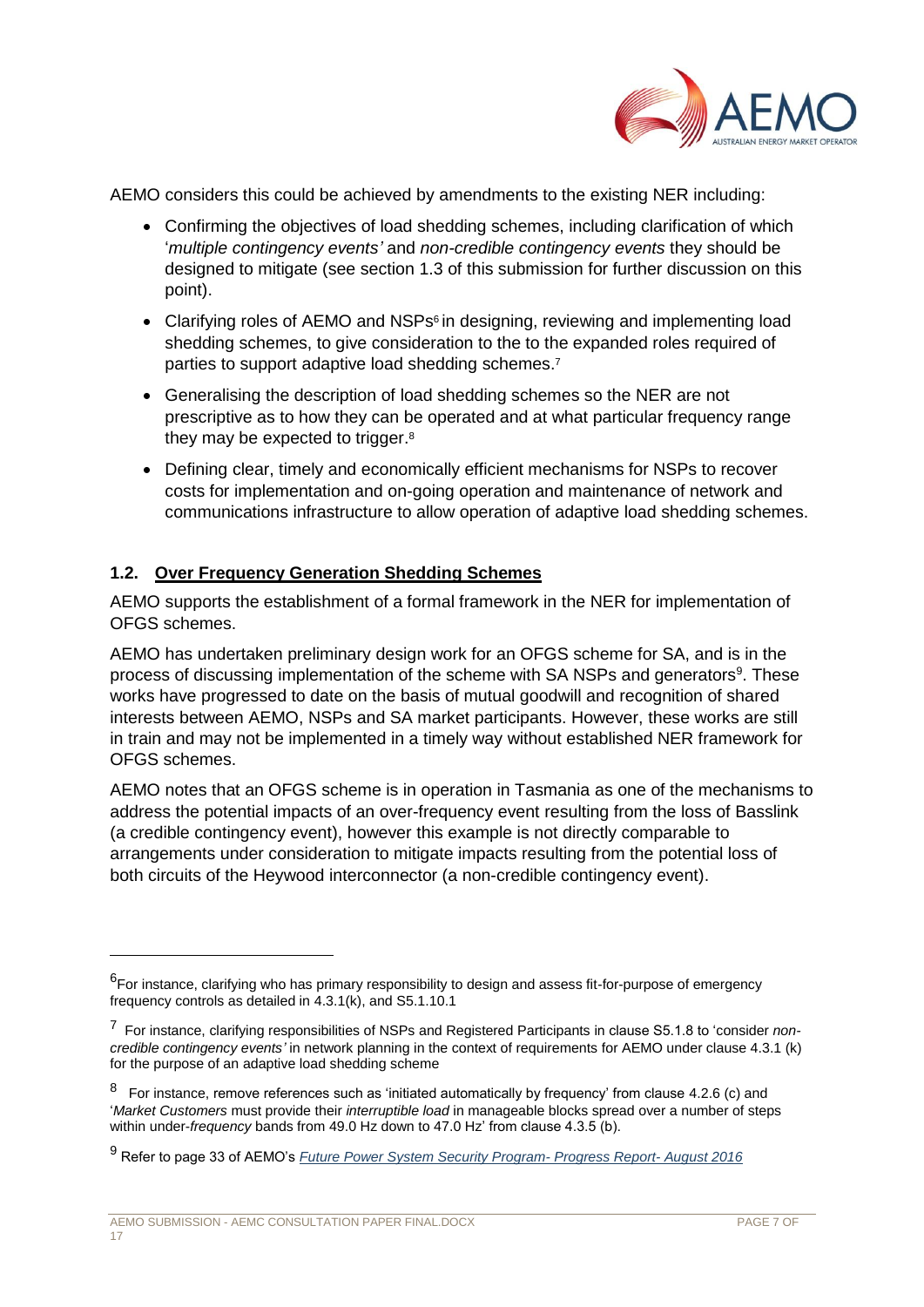AEMO considers this could be achieved by amendments to the existing NER including:

- Confirming the objectives of load shedding schemes, including clarification of which '*multiple contingency events'* and *non-credible contingency events* they should be designed to mitigate (see section 1.3 of this submission for further discussion on this point).
- Clarifying roles of AEMO and NSPs[6] in designing, reviewing and implementing load shedding schemes, to give consideration to the to the expanded roles required of parties to support adaptive load shedding schemes.[7]
- Generalising the description of load shedding schemes so the NER are not prescriptive as to how they can be operated and at what particular frequency range they may be expected to trigger.[8]
- Defining clear, timely and economically efficient mechanisms for NSPs to recover costs for implementation and on-going operation and maintenance of network and communications infrastructure to allow operation of adaptive load shedding schemes.

### 1.2. Over Frequency Generation Shedding Schemes

AEMO supports the establishment of a formal framework in the NER for implementation of OFGS schemes.

AEMO has undertaken preliminary design work for an OFGS scheme for SA, and is in the process of discussing implementation of the scheme with SA NSPs and generators[9]. These works have progressed to date on the basis of mutual goodwill and recognition of shared interests between AEMO, NSPs and SA market participants. However, these works are still in train and may not be implemented in a timely way without established NER framework for OFGS schemes.

AEMO notes that an OFGS scheme is in operation in Tasmania as one of the mechanisms to address the potential impacts of an over-frequency event resulting from the loss of Basslink (a credible contingency event), however this example is not directly comparable to arrangements under consideration to mitigate impacts resulting from the potential loss of both circuits of the Heywood interconnector (a non-credible contingency event).

---

[6] For instance, clarifying who has primary responsibility to design and assess fit-for-purpose of emergency frequency controls as detailed in 4.3.1(k), and S5.1.10.1

[7] For instance, clarifying responsibilities of NSPs and Registered Participants in clause S5.1.8 to 'consider *non-credible contingency events'* in network planning in the context of requirements for AEMO under clause 4.3.1 (k) for the purpose of an adaptive load shedding scheme

[8] For instance, remove references such as 'initiated automatically by frequency' from clause 4.2.6 (c) and '*Market Customers* must provide their *interruptible load* in manageable blocks spread over a number of steps within under-*frequency* bands from 49.0 Hz down to 47.0 Hz' from clause 4.3.5 (b).

[9] Refer to page 33 of AEMO's *Future Power System Security Program- Progress Report- August 2016*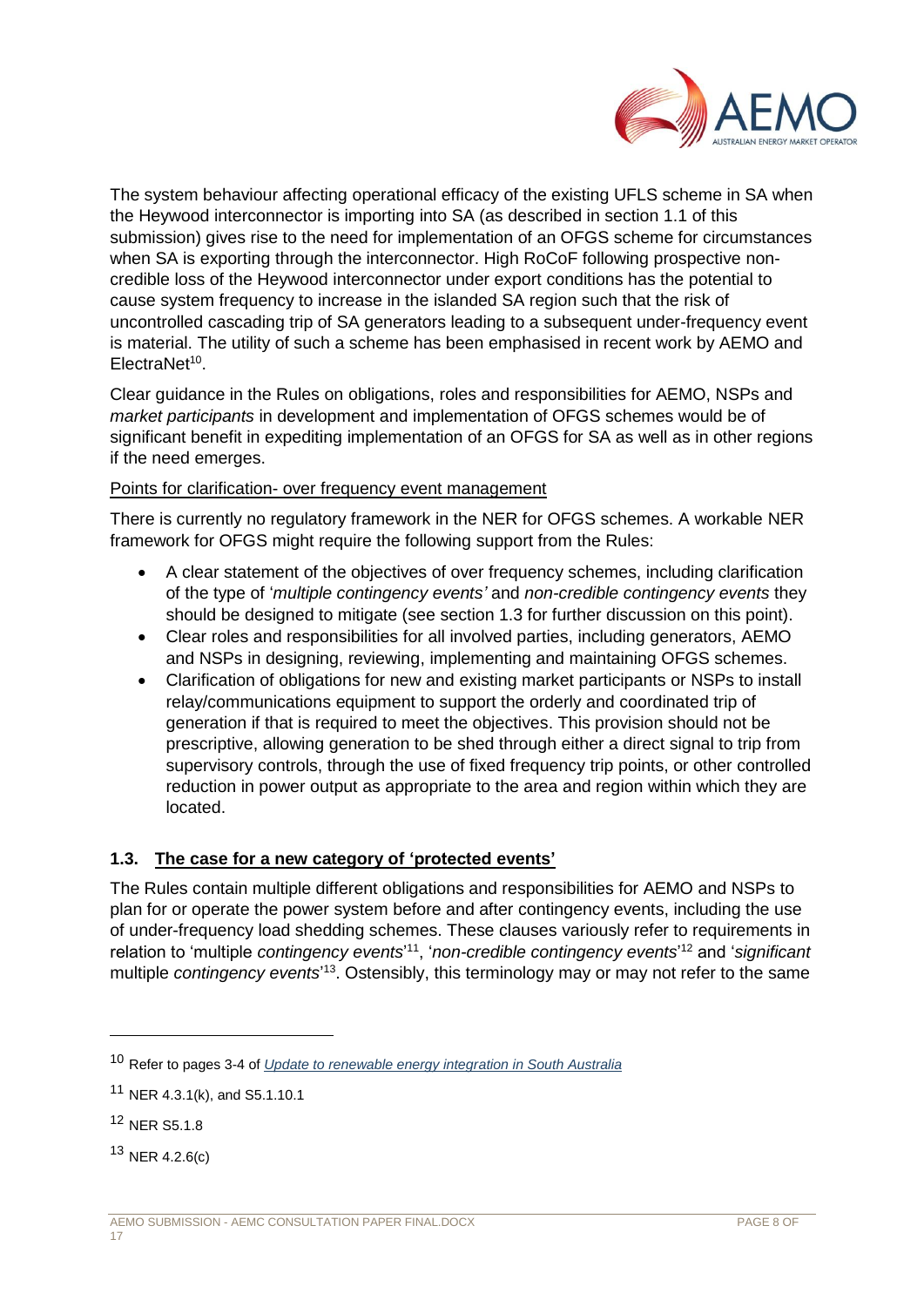The system behaviour affecting operational efficacy of the existing UFLS scheme in SA when the Heywood interconnector is importing into SA (as described in section 1.1 of this submission) gives rise to the need for implementation of an OFGS scheme for circumstances when SA is exporting through the interconnector. High RoCoF following prospective non-credible loss of the Heywood interconnector under export conditions has the potential to cause system frequency to increase in the islanded SA region such that the risk of uncontrolled cascading trip of SA generators leading to a subsequent under-frequency event is material. The utility of such a scheme has been emphasised in recent work by AEMO and ElectraNet[10].

Clear guidance in the Rules on obligations, roles and responsibilities for AEMO, NSPs and *market participants* in development and implementation of OFGS schemes would be of significant benefit in expediting implementation of an OFGS for SA as well as in other regions if the need emerges.

<u>Points for clarification- over frequency event management</u>

There is currently no regulatory framework in the NER for OFGS schemes. A workable NER framework for OFGS might require the following support from the Rules:

- A clear statement of the objectives of over frequency schemes, including clarification of the type of '*multiple contingency events'* and *non-credible contingency events* they should be designed to mitigate (see section 1.3 for further discussion on this point).
- Clear roles and responsibilities for all involved parties, including generators, AEMO and NSPs in designing, reviewing, implementing and maintaining OFGS schemes.
- Clarification of obligations for new and existing market participants or NSPs to install relay/communications equipment to support the orderly and coordinated trip of generation if that is required to meet the objectives. This provision should not be prescriptive, allowing generation to be shed through either a direct signal to trip from supervisory controls, through the use of fixed frequency trip points, or other controlled reduction in power output as appropriate to the area and region within which they are located.

### 1.3. The case for a new category of 'protected events'

The Rules contain multiple different obligations and responsibilities for AEMO and NSPs to plan for or operate the power system before and after contingency events, including the use of under-frequency load shedding schemes. These clauses variously refer to requirements in relation to 'multiple *contingency events*'[11], '*non-credible contingency events*'[12] and '*significant* multiple *contingency events*'[13]. Ostensibly, this terminology may or may not refer to the same

---

[10] Refer to pages 3-4 of *Update to renewable energy integration in South Australia*

[11] NER 4.3.1(k), and S5.1.10.1

[12] NER S5.1.8

[13] NER 4.2.6(c)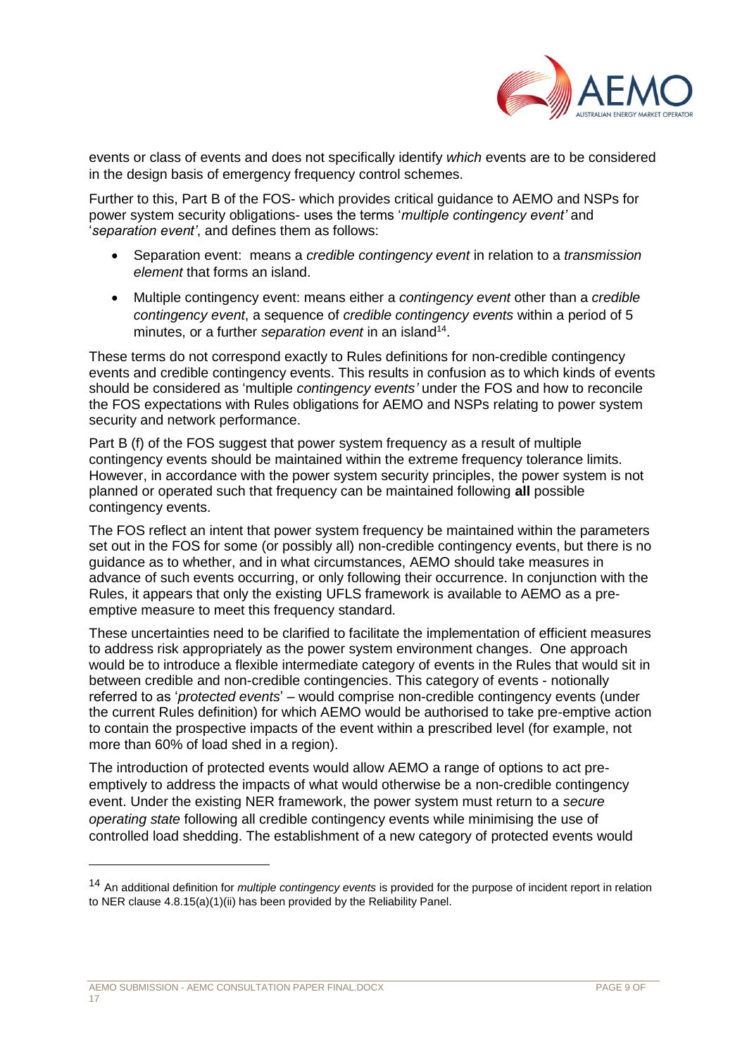events or class of events and does not specifically identify *which* events are to be considered in the design basis of emergency frequency control schemes.

Further to this, Part B of the FOS- which provides critical guidance to AEMO and NSPs for power system security obligations- uses the terms '*multiple contingency event'* and '*separation event'*, and defines them as follows:

- Separation event: means a *credible contingency event* in relation to a *transmission element* that forms an island.
- Multiple contingency event: means either a *contingency event* other than a *credible contingency event*, a sequence of *credible contingency events* within a period of 5 minutes, or a further *separation event* in an island[14].

These terms do not correspond exactly to Rules definitions for non-credible contingency events and credible contingency events. This results in confusion as to which kinds of events should be considered as 'multiple *contingency events'* under the FOS and how to reconcile the FOS expectations with Rules obligations for AEMO and NSPs relating to power system security and network performance.

Part B (f) of the FOS suggest that power system frequency as a result of multiple contingency events should be maintained within the extreme frequency tolerance limits. However, in accordance with the power system security principles, the power system is not planned or operated such that frequency can be maintained following **all** possible contingency events.

The FOS reflect an intent that power system frequency be maintained within the parameters set out in the FOS for some (or possibly all) non-credible contingency events, but there is no guidance as to whether, and in what circumstances, AEMO should take measures in advance of such events occurring, or only following their occurrence. In conjunction with the Rules, it appears that only the existing UFLS framework is available to AEMO as a pre-emptive measure to meet this frequency standard.

These uncertainties need to be clarified to facilitate the implementation of efficient measures to address risk appropriately as the power system environment changes. One approach would be to introduce a flexible intermediate category of events in the Rules that would sit in between credible and non-credible contingencies. This category of events - notionally referred to as '*protected events*' – would comprise non-credible contingency events (under the current Rules definition) for which AEMO would be authorised to take pre-emptive action to contain the prospective impacts of the event within a prescribed level (for example, not more than 60% of load shed in a region).

The introduction of protected events would allow AEMO a range of options to act pre-emptively to address the impacts of what would otherwise be a non-credible contingency event. Under the existing NER framework, the power system must return to a *secure operating state* following all credible contingency events while minimising the use of controlled load shedding. The establishment of a new category of protected events would

[14] An additional definition for *multiple contingency events* is provided for the purpose of incident report in relation to NER clause 4.8.15(a)(1)(ii) has been provided by the Reliability Panel.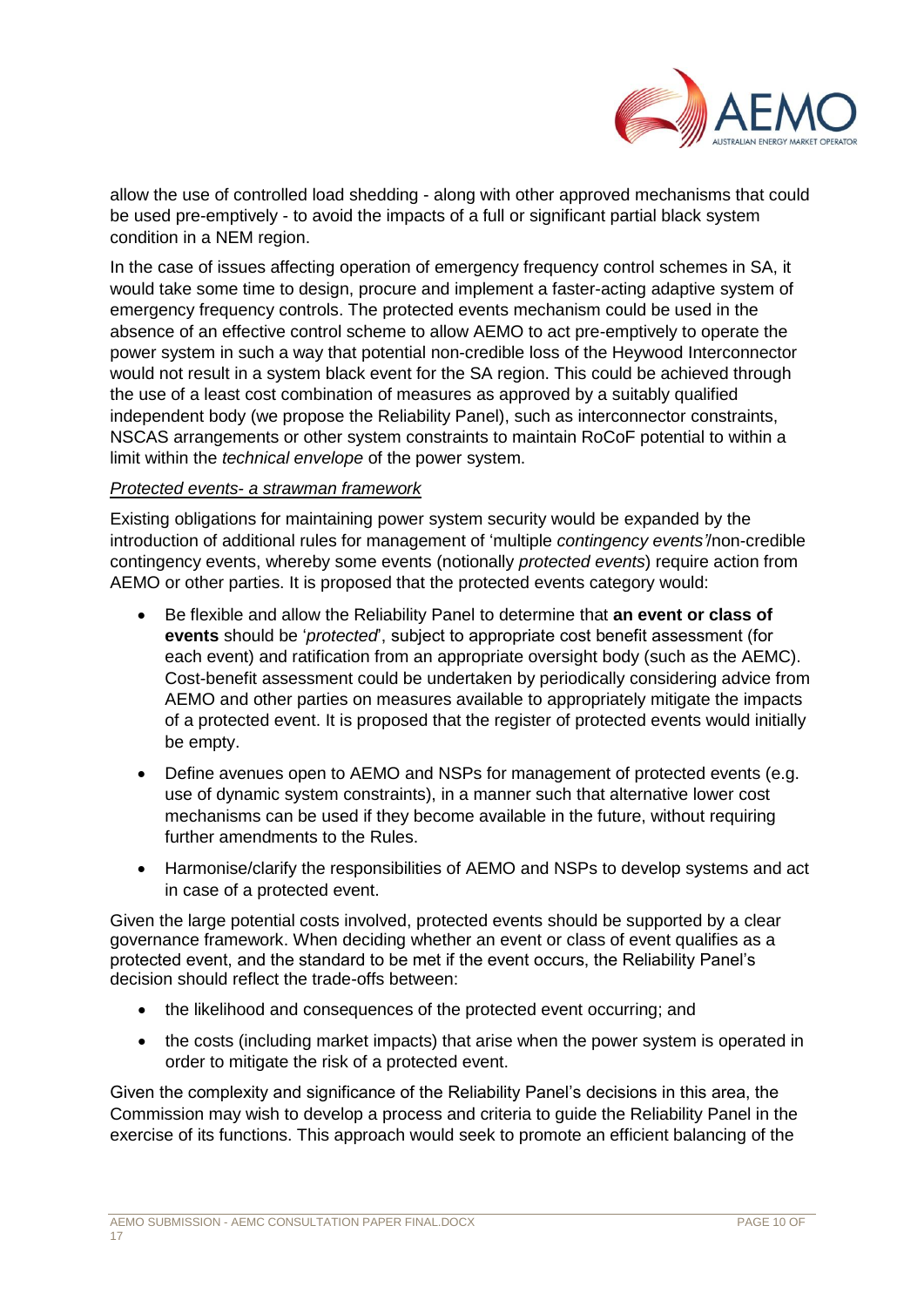allow the use of controlled load shedding - along with other approved mechanisms that could be used pre-emptively - to avoid the impacts of a full or significant partial black system condition in a NEM region.

In the case of issues affecting operation of emergency frequency control schemes in SA, it would take some time to design, procure and implement a faster-acting adaptive system of emergency frequency controls. The protected events mechanism could be used in the absence of an effective control scheme to allow AEMO to act pre-emptively to operate the power system in such a way that potential non-credible loss of the Heywood Interconnector would not result in a system black event for the SA region. This could be achieved through the use of a least cost combination of measures as approved by a suitably qualified independent body (we propose the Reliability Panel), such as interconnector constraints, NSCAS arrangements or other system constraints to maintain RoCoF potential to within a limit within the *technical envelope* of the power system.

*Protected events- a strawman framework*

Existing obligations for maintaining power system security would be expanded by the introduction of additional rules for management of 'multiple *contingency events'*/non-credible contingency events, whereby some events (notionally *protected events*) require action from AEMO or other parties. It is proposed that the protected events category would:

- Be flexible and allow the Reliability Panel to determine that **an event or class of events** should be '*protected*', subject to appropriate cost benefit assessment (for each event) and ratification from an appropriate oversight body (such as the AEMC). Cost-benefit assessment could be undertaken by periodically considering advice from AEMO and other parties on measures available to appropriately mitigate the impacts of a protected event. It is proposed that the register of protected events would initially be empty.
- Define avenues open to AEMO and NSPs for management of protected events (e.g. use of dynamic system constraints), in a manner such that alternative lower cost mechanisms can be used if they become available in the future, without requiring further amendments to the Rules.
- Harmonise/clarify the responsibilities of AEMO and NSPs to develop systems and act in case of a protected event.

Given the large potential costs involved, protected events should be supported by a clear governance framework. When deciding whether an event or class of event qualifies as a protected event, and the standard to be met if the event occurs, the Reliability Panel's decision should reflect the trade-offs between:

- the likelihood and consequences of the protected event occurring; and
- the costs (including market impacts) that arise when the power system is operated in order to mitigate the risk of a protected event.

Given the complexity and significance of the Reliability Panel's decisions in this area, the Commission may wish to develop a process and criteria to guide the Reliability Panel in the exercise of its functions. This approach would seek to promote an efficient balancing of the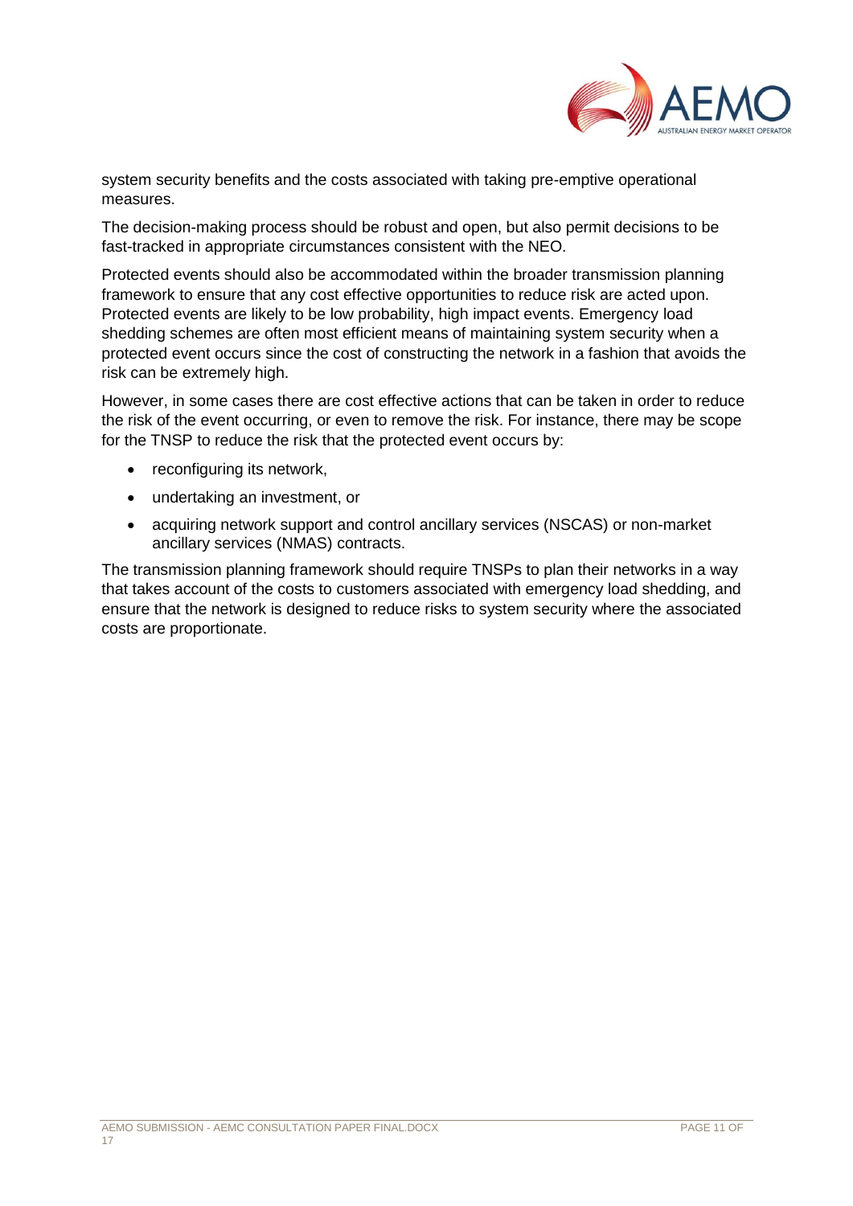system security benefits and the costs associated with taking pre-emptive operational measures.

The decision-making process should be robust and open, but also permit decisions to be fast-tracked in appropriate circumstances consistent with the NEO.

Protected events should also be accommodated within the broader transmission planning framework to ensure that any cost effective opportunities to reduce risk are acted upon. Protected events are likely to be low probability, high impact events. Emergency load shedding schemes are often most efficient means of maintaining system security when a protected event occurs since the cost of constructing the network in a fashion that avoids the risk can be extremely high.

However, in some cases there are cost effective actions that can be taken in order to reduce the risk of the event occurring, or even to remove the risk. For instance, there may be scope for the TNSP to reduce the risk that the protected event occurs by:

- reconfiguring its network,
- undertaking an investment, or
- acquiring network support and control ancillary services (NSCAS) or non-market ancillary services (NMAS) contracts.

The transmission planning framework should require TNSPs to plan their networks in a way that takes account of the costs to customers associated with emergency load shedding, and ensure that the network is designed to reduce risks to system security where the associated costs are proportionate.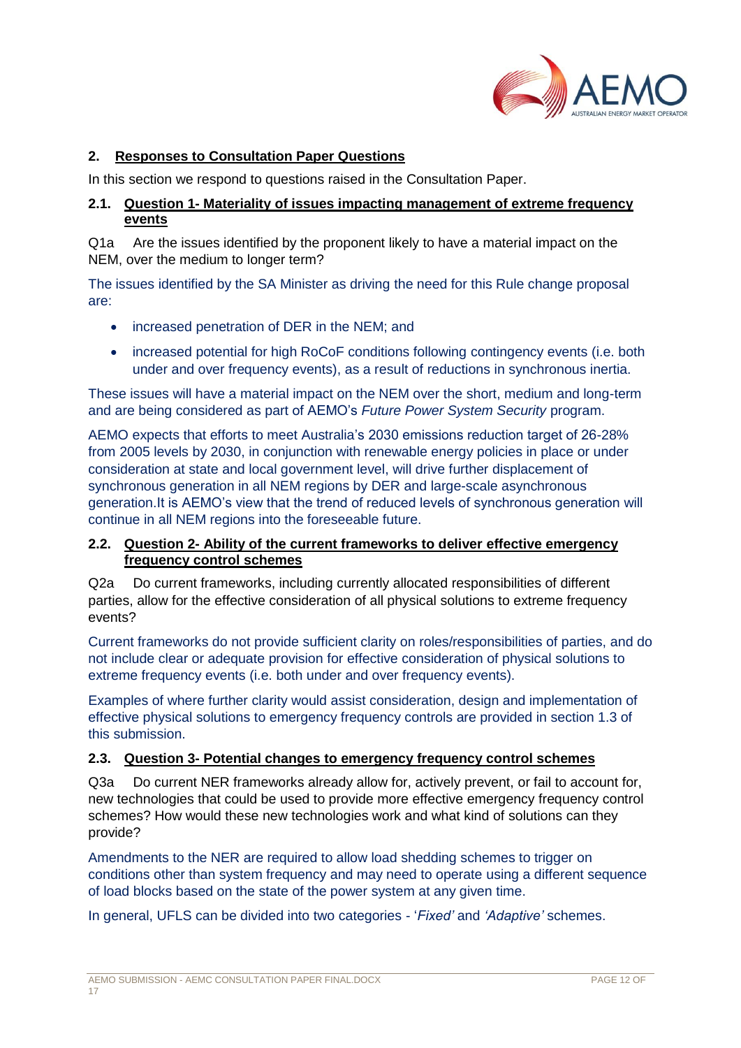## 2. Responses to Consultation Paper Questions

In this section we respond to questions raised in the Consultation Paper.

### 2.1. Question 1- Materiality of issues impacting management of extreme frequency events

Q1a Are the issues identified by the proponent likely to have a material impact on the NEM, over the medium to longer term?

The issues identified by the SA Minister as driving the need for this Rule change proposal are:

- increased penetration of DER in the NEM; and
- increased potential for high RoCoF conditions following contingency events (i.e. both under and over frequency events), as a result of reductions in synchronous inertia.

These issues will have a material impact on the NEM over the short, medium and long-term and are being considered as part of AEMO's *Future Power System Security* program.

AEMO expects that efforts to meet Australia's 2030 emissions reduction target of 26-28% from 2005 levels by 2030, in conjunction with renewable energy policies in place or under consideration at state and local government level, will drive further displacement of synchronous generation in all NEM regions by DER and large-scale asynchronous generation.It is AEMO's view that the trend of reduced levels of synchronous generation will continue in all NEM regions into the foreseeable future.

### 2.2. Question 2- Ability of the current frameworks to deliver effective emergency frequency control schemes

Q2a Do current frameworks, including currently allocated responsibilities of different parties, allow for the effective consideration of all physical solutions to extreme frequency events?

Current frameworks do not provide sufficient clarity on roles/responsibilities of parties, and do not include clear or adequate provision for effective consideration of physical solutions to extreme frequency events (i.e. both under and over frequency events).

Examples of where further clarity would assist consideration, design and implementation of effective physical solutions to emergency frequency controls are provided in section 1.3 of this submission.

### 2.3. Question 3- Potential changes to emergency frequency control schemes

Q3a Do current NER frameworks already allow for, actively prevent, or fail to account for, new technologies that could be used to provide more effective emergency frequency control schemes? How would these new technologies work and what kind of solutions can they provide?

Amendments to the NER are required to allow load shedding schemes to trigger on conditions other than system frequency and may need to operate using a different sequence of load blocks based on the state of the power system at any given time.

In general, UFLS can be divided into two categories - '*Fixed'* and *'Adaptive'* schemes.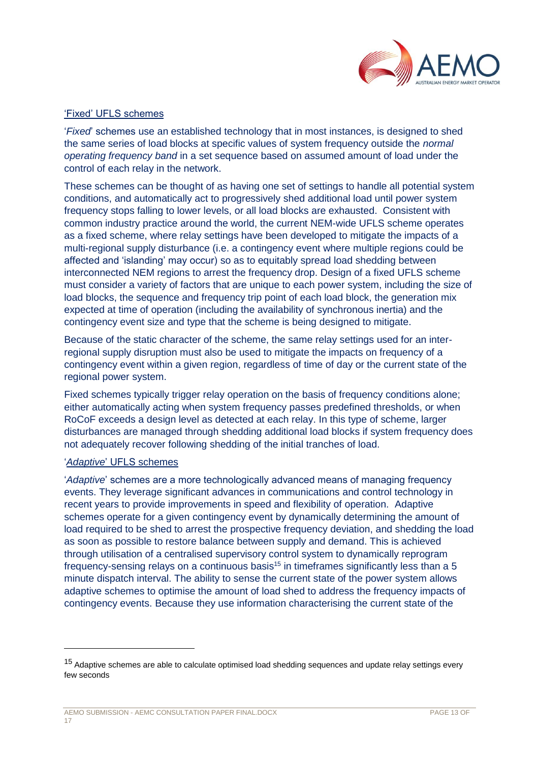'Fixed' UFLS schemes

'*Fixed*' schemes use an established technology that in most instances, is designed to shed the same series of load blocks at specific values of system frequency outside the *normal operating frequency band* in a set sequence based on assumed amount of load under the control of each relay in the network.

These schemes can be thought of as having one set of settings to handle all potential system conditions, and automatically act to progressively shed additional load until power system frequency stops falling to lower levels, or all load blocks are exhausted. Consistent with common industry practice around the world, the current NEM-wide UFLS scheme operates as a fixed scheme, where relay settings have been developed to mitigate the impacts of a multi-regional supply disturbance (i.e. a contingency event where multiple regions could be affected and 'islanding' may occur) so as to equitably spread load shedding between interconnected NEM regions to arrest the frequency drop. Design of a fixed UFLS scheme must consider a variety of factors that are unique to each power system, including the size of load blocks, the sequence and frequency trip point of each load block, the generation mix expected at time of operation (including the availability of synchronous inertia) and the contingency event size and type that the scheme is being designed to mitigate.

Because of the static character of the scheme, the same relay settings used for an inter-regional supply disruption must also be used to mitigate the impacts on frequency of a contingency event within a given region, regardless of time of day or the current state of the regional power system.

Fixed schemes typically trigger relay operation on the basis of frequency conditions alone; either automatically acting when system frequency passes predefined thresholds, or when RoCoF exceeds a design level as detected at each relay. In this type of scheme, larger disturbances are managed through shedding additional load blocks if system frequency does not adequately recover following shedding of the initial tranches of load.

'*Adaptive*' UFLS schemes

'*Adaptive*' schemes are a more technologically advanced means of managing frequency events. They leverage significant advances in communications and control technology in recent years to provide improvements in speed and flexibility of operation. Adaptive schemes operate for a given contingency event by dynamically determining the amount of load required to be shed to arrest the prospective frequency deviation, and shedding the load as soon as possible to restore balance between supply and demand. This is achieved through utilisation of a centralised supervisory control system to dynamically reprogram frequency-sensing relays on a continuous basis[15] in timeframes significantly less than a 5 minute dispatch interval. The ability to sense the current state of the power system allows adaptive schemes to optimise the amount of load shed to address the frequency impacts of contingency events. Because they use information characterising the current state of the

[15] Adaptive schemes are able to calculate optimised load shedding sequences and update relay settings every few seconds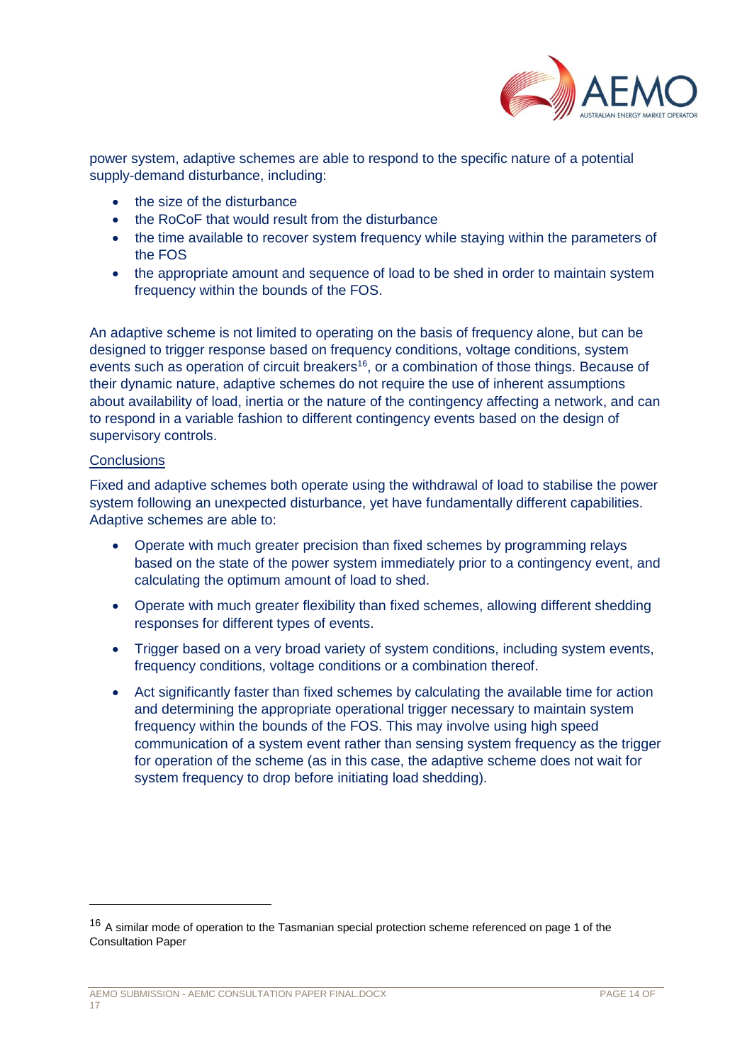power system, adaptive schemes are able to respond to the specific nature of a potential supply-demand disturbance, including:

- the size of the disturbance
- the RoCoF that would result from the disturbance
- the time available to recover system frequency while staying within the parameters of the FOS
- the appropriate amount and sequence of load to be shed in order to maintain system frequency within the bounds of the FOS.

An adaptive scheme is not limited to operating on the basis of frequency alone, but can be designed to trigger response based on frequency conditions, voltage conditions, system events such as operation of circuit breakers[16], or a combination of those things. Because of their dynamic nature, adaptive schemes do not require the use of inherent assumptions about availability of load, inertia or the nature of the contingency affecting a network, and can to respond in a variable fashion to different contingency events based on the design of supervisory controls.

Conclusions

Fixed and adaptive schemes both operate using the withdrawal of load to stabilise the power system following an unexpected disturbance, yet have fundamentally different capabilities. Adaptive schemes are able to:

- Operate with much greater precision than fixed schemes by programming relays based on the state of the power system immediately prior to a contingency event, and calculating the optimum amount of load to shed.
- Operate with much greater flexibility than fixed schemes, allowing different shedding responses for different types of events.
- Trigger based on a very broad variety of system conditions, including system events, frequency conditions, voltage conditions or a combination thereof.
- Act significantly faster than fixed schemes by calculating the available time for action and determining the appropriate operational trigger necessary to maintain system frequency within the bounds of the FOS. This may involve using high speed communication of a system event rather than sensing system frequency as the trigger for operation of the scheme (as in this case, the adaptive scheme does not wait for system frequency to drop before initiating load shedding).

---

[16] A similar mode of operation to the Tasmanian special protection scheme referenced on page 1 of the Consultation Paper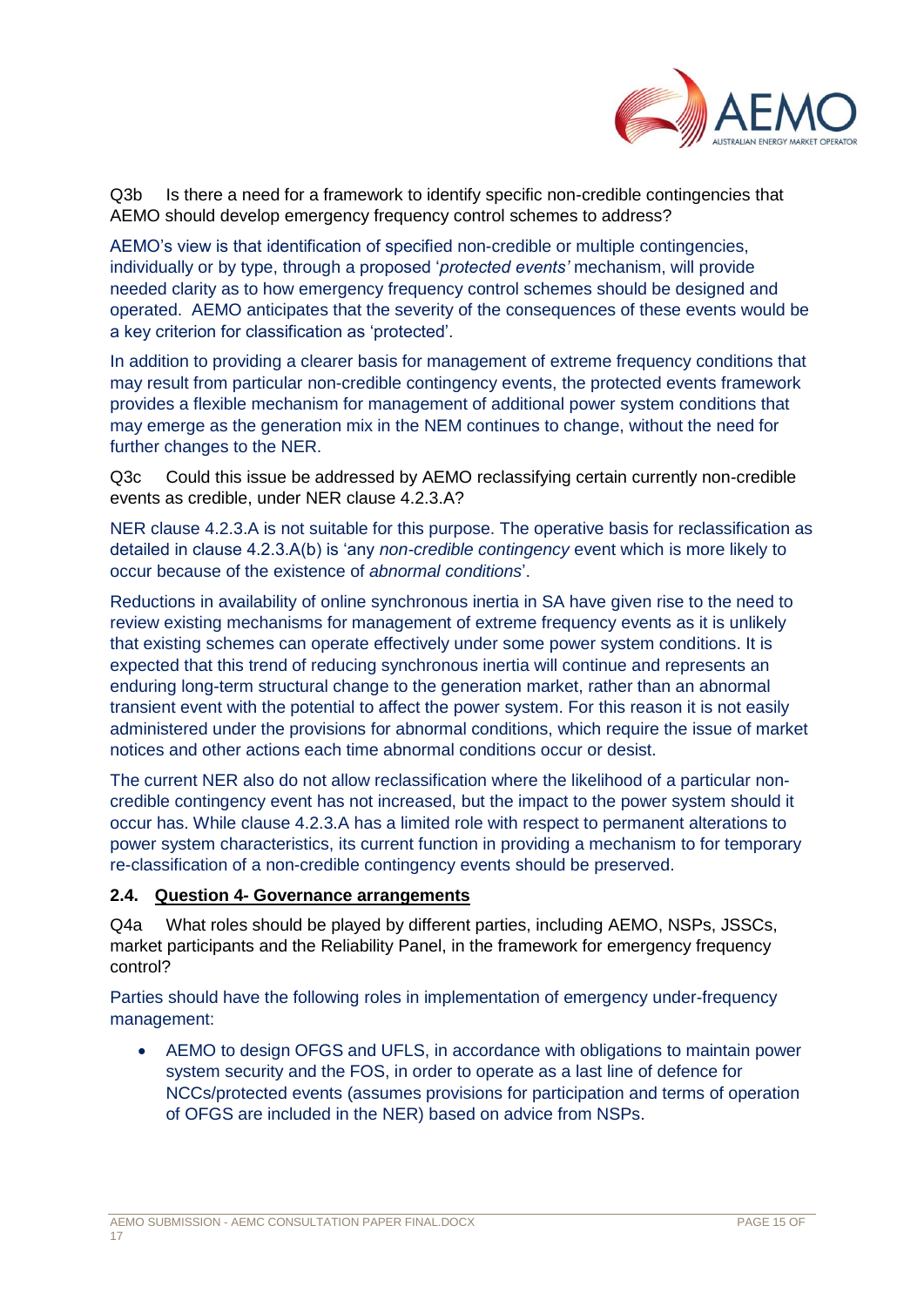Q3b Is there a need for a framework to identify specific non-credible contingencies that AEMO should develop emergency frequency control schemes to address?

AEMO's view is that identification of specified non-credible or multiple contingencies, individually or by type, through a proposed '*protected events'* mechanism, will provide needed clarity as to how emergency frequency control schemes should be designed and operated. AEMO anticipates that the severity of the consequences of these events would be a key criterion for classification as 'protected'.

In addition to providing a clearer basis for management of extreme frequency conditions that may result from particular non-credible contingency events, the protected events framework provides a flexible mechanism for management of additional power system conditions that may emerge as the generation mix in the NEM continues to change, without the need for further changes to the NER.

Q3c Could this issue be addressed by AEMO reclassifying certain currently non-credible events as credible, under NER clause 4.2.3.A?

NER clause 4.2.3.A is not suitable for this purpose. The operative basis for reclassification as detailed in clause 4.2.3.A(b) is 'any *non-credible contingency* event which is more likely to occur because of the existence of *abnormal conditions*'.

Reductions in availability of online synchronous inertia in SA have given rise to the need to review existing mechanisms for management of extreme frequency events as it is unlikely that existing schemes can operate effectively under some power system conditions. It is expected that this trend of reducing synchronous inertia will continue and represents an enduring long-term structural change to the generation market, rather than an abnormal transient event with the potential to affect the power system. For this reason it is not easily administered under the provisions for abnormal conditions, which require the issue of market notices and other actions each time abnormal conditions occur or desist.

The current NER also do not allow reclassification where the likelihood of a particular non-credible contingency event has not increased, but the impact to the power system should it occur has. While clause 4.2.3.A has a limited role with respect to permanent alterations to power system characteristics, its current function in providing a mechanism to for temporary re-classification of a non-credible contingency events should be preserved.

### 2.4. Question 4- Governance arrangements

Q4a What roles should be played by different parties, including AEMO, NSPs, JSSCs, market participants and the Reliability Panel, in the framework for emergency frequency control?

Parties should have the following roles in implementation of emergency under-frequency management:

- AEMO to design OFGS and UFLS, in accordance with obligations to maintain power system security and the FOS, in order to operate as a last line of defence for NCCs/protected events (assumes provisions for participation and terms of operation of OFGS are included in the NER) based on advice from NSPs.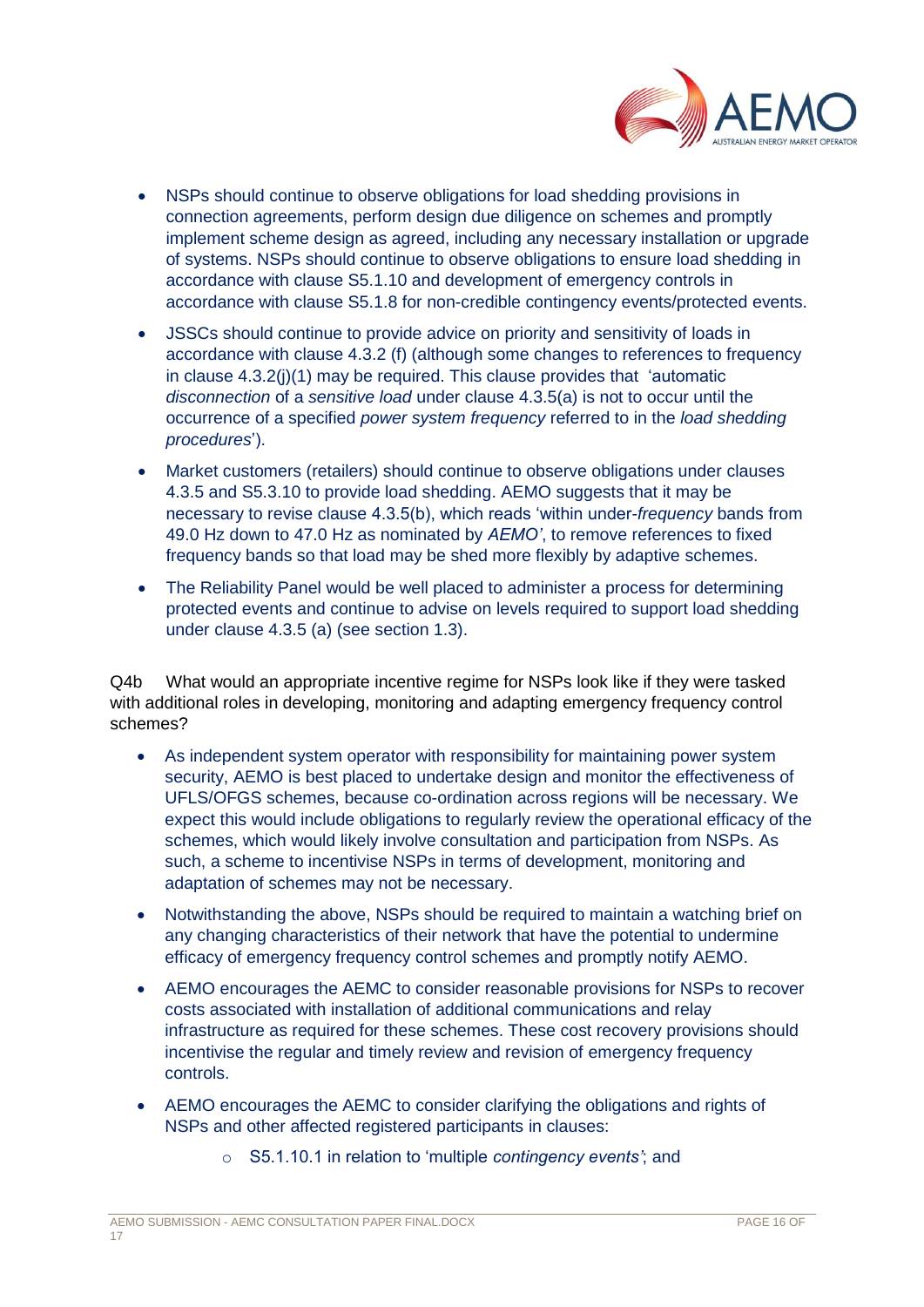- NSPs should continue to observe obligations for load shedding provisions in connection agreements, perform design due diligence on schemes and promptly implement scheme design as agreed, including any necessary installation or upgrade of systems. NSPs should continue to observe obligations to ensure load shedding in accordance with clause S5.1.10 and development of emergency controls in accordance with clause S5.1.8 for non-credible contingency events/protected events.
- JSSCs should continue to provide advice on priority and sensitivity of loads in accordance with clause 4.3.2 (f) (although some changes to references to frequency in clause 4.3.2(j)(1) may be required. This clause provides that 'automatic *disconnection* of a *sensitive load* under clause 4.3.5(a) is not to occur until the occurrence of a specified *power system frequency* referred to in the *load shedding procedures*').
- Market customers (retailers) should continue to observe obligations under clauses 4.3.5 and S5.3.10 to provide load shedding. AEMO suggests that it may be necessary to revise clause 4.3.5(b), which reads 'within under-*frequency* bands from 49.0 Hz down to 47.0 Hz as nominated by *AEMO*', to remove references to fixed frequency bands so that load may be shed more flexibly by adaptive schemes.
- The Reliability Panel would be well placed to administer a process for determining protected events and continue to advise on levels required to support load shedding under clause 4.3.5 (a) (see section 1.3).

Q4b What would an appropriate incentive regime for NSPs look like if they were tasked with additional roles in developing, monitoring and adapting emergency frequency control schemes?

- As independent system operator with responsibility for maintaining power system security, AEMO is best placed to undertake design and monitor the effectiveness of UFLS/OFGS schemes, because co-ordination across regions will be necessary. We expect this would include obligations to regularly review the operational efficacy of the schemes, which would likely involve consultation and participation from NSPs. As such, a scheme to incentivise NSPs in terms of development, monitoring and adaptation of schemes may not be necessary.
- Notwithstanding the above, NSPs should be required to maintain a watching brief on any changing characteristics of their network that have the potential to undermine efficacy of emergency frequency control schemes and promptly notify AEMO.
- AEMO encourages the AEMC to consider reasonable provisions for NSPs to recover costs associated with installation of additional communications and relay infrastructure as required for these schemes. These cost recovery provisions should incentivise the regular and timely review and revision of emergency frequency controls.
- AEMO encourages the AEMC to consider clarifying the obligations and rights of NSPs and other affected registered participants in clauses:
  - S5.1.10.1 in relation to 'multiple *contingency events*'; and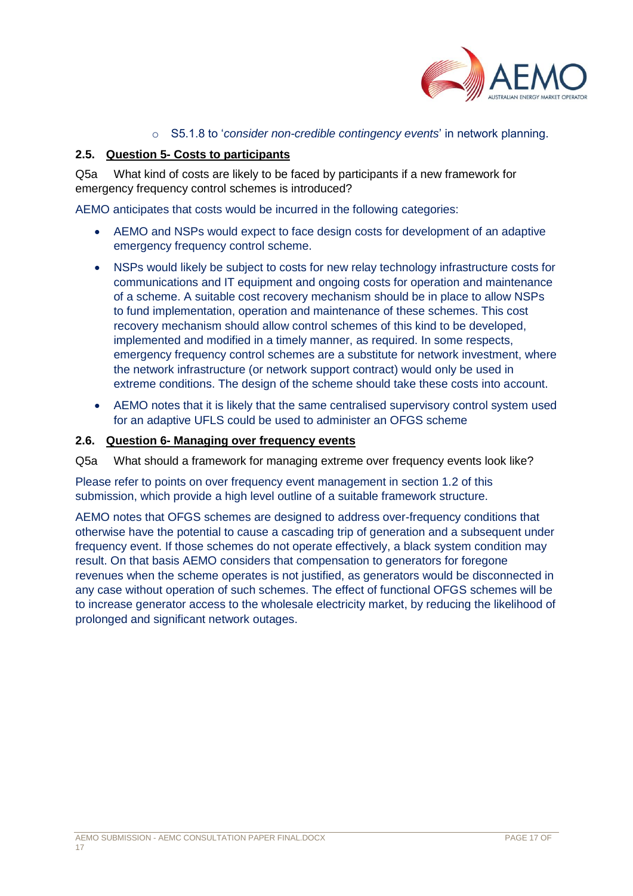- S5.1.8 to '*consider non-credible contingency events*' in network planning.

### 2.5. Question 5- Costs to participants

Q5a What kind of costs are likely to be faced by participants if a new framework for emergency frequency control schemes is introduced?

AEMO anticipates that costs would be incurred in the following categories:

- AEMO and NSPs would expect to face design costs for development of an adaptive emergency frequency control scheme.
- NSPs would likely be subject to costs for new relay technology infrastructure costs for communications and IT equipment and ongoing costs for operation and maintenance of a scheme. A suitable cost recovery mechanism should be in place to allow NSPs to fund implementation, operation and maintenance of these schemes. This cost recovery mechanism should allow control schemes of this kind to be developed, implemented and modified in a timely manner, as required. In some respects, emergency frequency control schemes are a substitute for network investment, where the network infrastructure (or network support contract) would only be used in extreme conditions. The design of the scheme should take these costs into account.
- AEMO notes that it is likely that the same centralised supervisory control system used for an adaptive UFLS could be used to administer an OFGS scheme

### 2.6. Question 6- Managing over frequency events

Q5a What should a framework for managing extreme over frequency events look like?

Please refer to points on over frequency event management in section 1.2 of this submission, which provide a high level outline of a suitable framework structure.

AEMO notes that OFGS schemes are designed to address over-frequency conditions that otherwise have the potential to cause a cascading trip of generation and a subsequent under frequency event. If those schemes do not operate effectively, a black system condition may result. On that basis AEMO considers that compensation to generators for foregone revenues when the scheme operates is not justified, as generators would be disconnected in any case without operation of such schemes. The effect of functional OFGS schemes will be to increase generator access to the wholesale electricity market, by reducing the likelihood of prolonged and significant network outages.